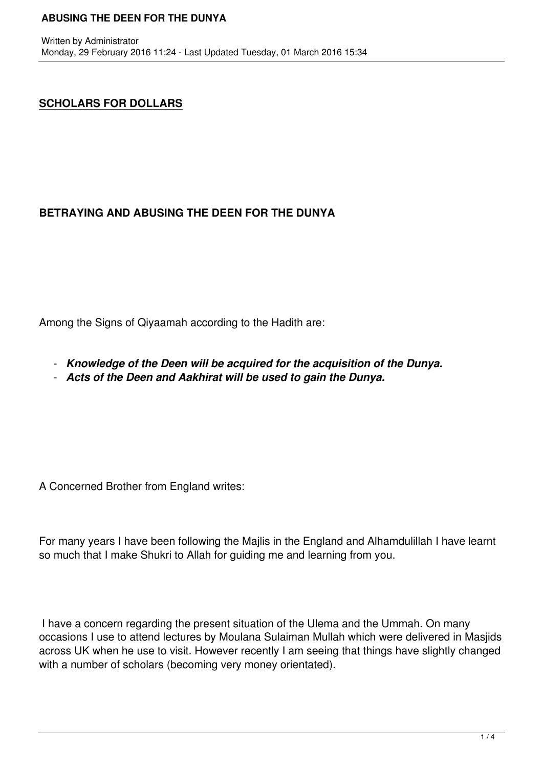## SCHOLARS FOR DOLLARS

## BETRAYING AND ABUSING THE DEEN FOR THE DUNYA

Among the Signs of Qiyaamah according to the Hadith are:

- ***Knowledge of the Deen will be acquired for the acquisition of the Dunya.***
- ***Acts of the Deen and Aakhirat will be used to gain the Dunya.***

A Concerned Brother from England writes:

For many years I have been following the Majlis in the England and Alhamdulillah I have learnt so much that I make Shukri to Allah for guiding me and learning from you.

I have a concern regarding the present situation of the Ulema and the Ummah. On many occasions I use to attend lectures by Moulana Sulaiman Mullah which were delivered in Masjids across UK when he use to visit. However recently I am seeing that things have slightly changed with a number of scholars (becoming very money orientated).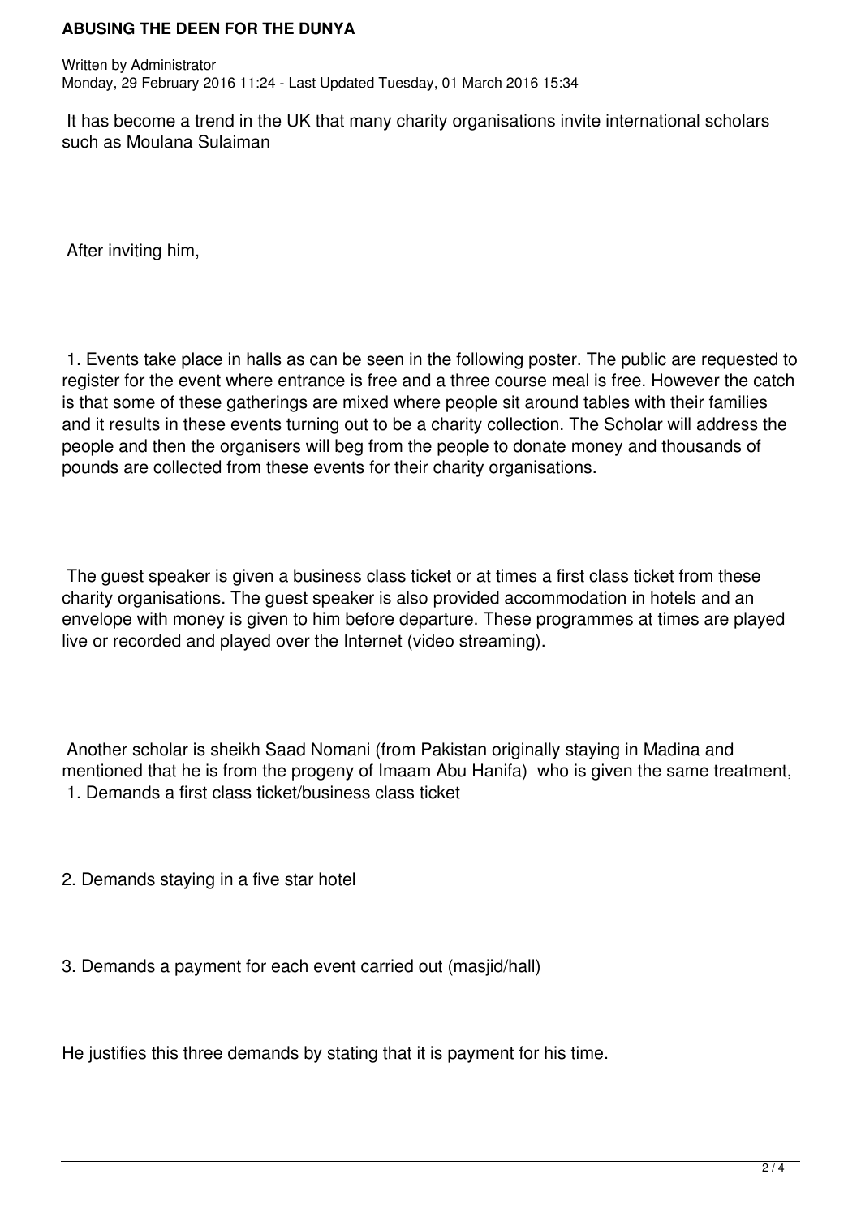It has become a trend in the UK that many charity organisations invite international scholars such as Moulana Sulaiman

After inviting him,

1. Events take place in halls as can be seen in the following poster. The public are requested to register for the event where entrance is free and a three course meal is free. However the catch is that some of these gatherings are mixed where people sit around tables with their families and it results in these events turning out to be a charity collection. The Scholar will address the people and then the organisers will beg from the people to donate money and thousands of pounds are collected from these events for their charity organisations.

The guest speaker is given a business class ticket or at times a first class ticket from these charity organisations. The guest speaker is also provided accommodation in hotels and an envelope with money is given to him before departure. These programmes at times are played live or recorded and played over the Internet (video streaming).

Another scholar is sheikh Saad Nomani (from Pakistan originally staying in Madina and mentioned that he is from the progeny of Imaam Abu Hanifa) who is given the same treatment,

1. Demands a first class ticket/business class ticket

2. Demands staying in a five star hotel

3. Demands a payment for each event carried out (masjid/hall)

He justifies this three demands by stating that it is payment for his time.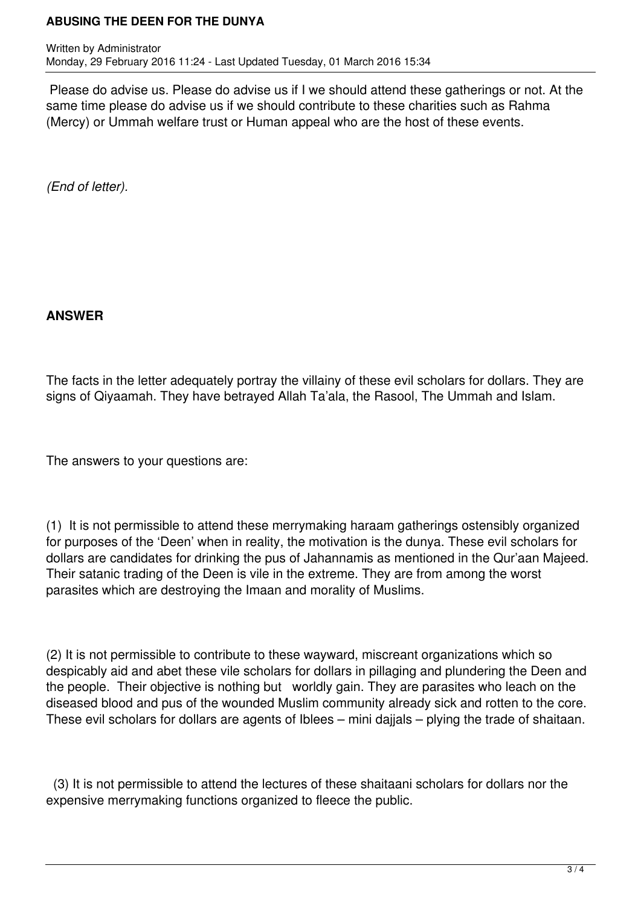Please do advise us. Please do advise us if I we should attend these gatherings or not. At the same time please do advise us if we should contribute to these charities such as Rahma (Mercy) or Ummah welfare trust or Human appeal who are the host of these events.

*(End of letter).*

**ANSWER**

The facts in the letter adequately portray the villainy of these evil scholars for dollars. They are signs of Qiyaamah. They have betrayed Allah Ta'ala, the Rasool, The Ummah and Islam.

The answers to your questions are:

(1) It is not permissible to attend these merrymaking haraam gatherings ostensibly organized for purposes of the 'Deen' when in reality, the motivation is the dunya. These evil scholars for dollars are candidates for drinking the pus of Jahannamis as mentioned in the Qur'aan Majeed. Their satanic trading of the Deen is vile in the extreme. They are from among the worst parasites which are destroying the Imaan and morality of Muslims.

(2) It is not permissible to contribute to these wayward, miscreant organizations which so despicably aid and abet these vile scholars for dollars in pillaging and plundering the Deen and the people. Their objective is nothing but worldly gain. They are parasites who leach on the diseased blood and pus of the wounded Muslim community already sick and rotten to the core. These evil scholars for dollars are agents of Iblees – mini dajjals – plying the trade of shaitaan.

(3) It is not permissible to attend the lectures of these shaitaani scholars for dollars nor the expensive merrymaking functions organized to fleece the public.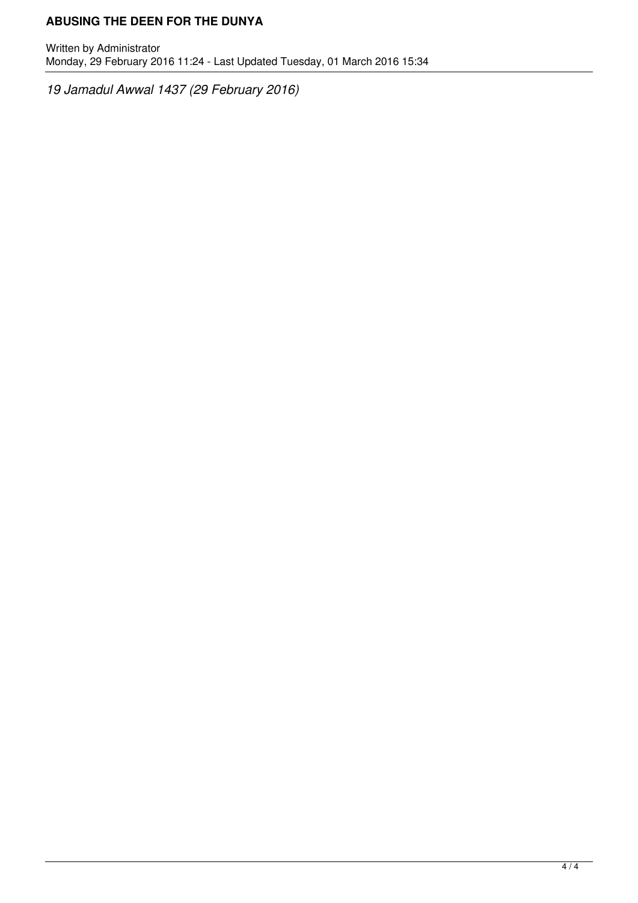*19 Jamadul Awwal 1437 (29 February 2016)*